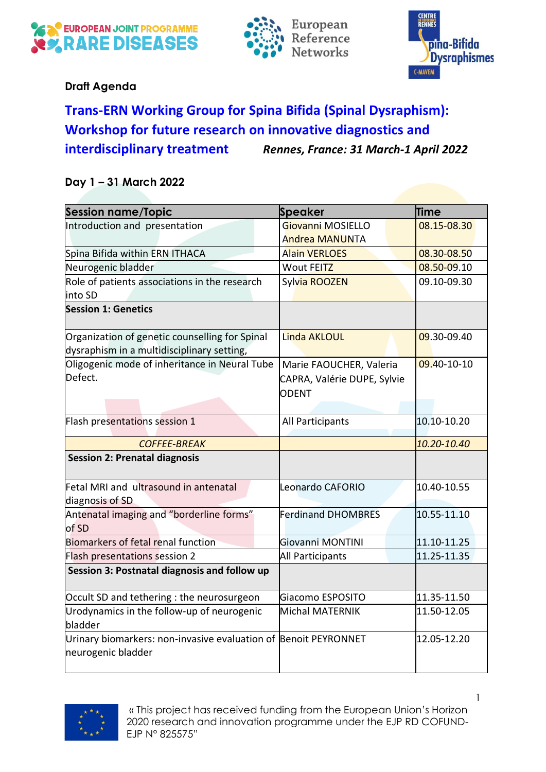**Draft Agenda**

## Trans-ERN Working Group for Spina Bifida (Spinal Dysraphism): Workshop for future research on innovative diagnostics and interdisciplinary treatment

***Rennes, France: 31 March-1 April 2022***

### Day 1 – 31 March 2022

| Session name/Topic | Speaker | Time |
|---|---|---|
| Introduction and presentation | Giovanni MOSIELLO<br>Andrea MANUNTA | 08.15-08.30 |
| Spina Bifida within ERN ITHACA | Alain VERLOES | 08.30-08.50 |
| Neurogenic bladder | Wout FEITZ | 08.50-09.10 |
| Role of patients associations in the research into SD | Sylvia ROOZEN | 09.10-09.30 |
| **Session 1: Genetics** | | |
| Organization of genetic counselling for Spinal dysraphism in a multidisciplinary setting, | Linda AKLOUL | 09.30-09.40 |
| Oligogenic mode of inheritance in Neural Tube Defect. | Marie FAOUCHER, Valeria CAPRA, Valérie DUPE, Sylvie ODENT | 09.40-10-10 |
| Flash presentations session 1 | All Participants | 10.10-10.20 |
| *COFFEE-BREAK* | | *10.20-10.40* |
| **Session 2: Prenatal diagnosis** | | |
| Fetal MRI and ultrasound in antenatal diagnosis of SD | Leonardo CAFORIO | 10.40-10.55 |
| Antenatal imaging and "borderline forms" of SD | Ferdinand DHOMBRES | 10.55-11.10 |
| Biomarkers of fetal renal function | Giovanni MONTINI | 11.10-11.25 |
| Flash presentations session 2 | All Participants | 11.25-11.35 |
| **Session 3: Postnatal diagnosis and follow up** | | |
| Occult SD and tethering : the neurosurgeon | Giacomo ESPOSITO | 11.35-11.50 |
| Urodynamics in the follow-up of neurogenic bladder | Michal MATERNIK | 11.50-12.05 |
| Urinary biomarkers: non-invasive evaluation of neurogenic bladder | Benoit PEYRONNET | 12.05-12.20 |

« This project has received funding from the European Union's Horizon 2020 research and innovation programme under the EJP RD COFUND-EJP N° 825575"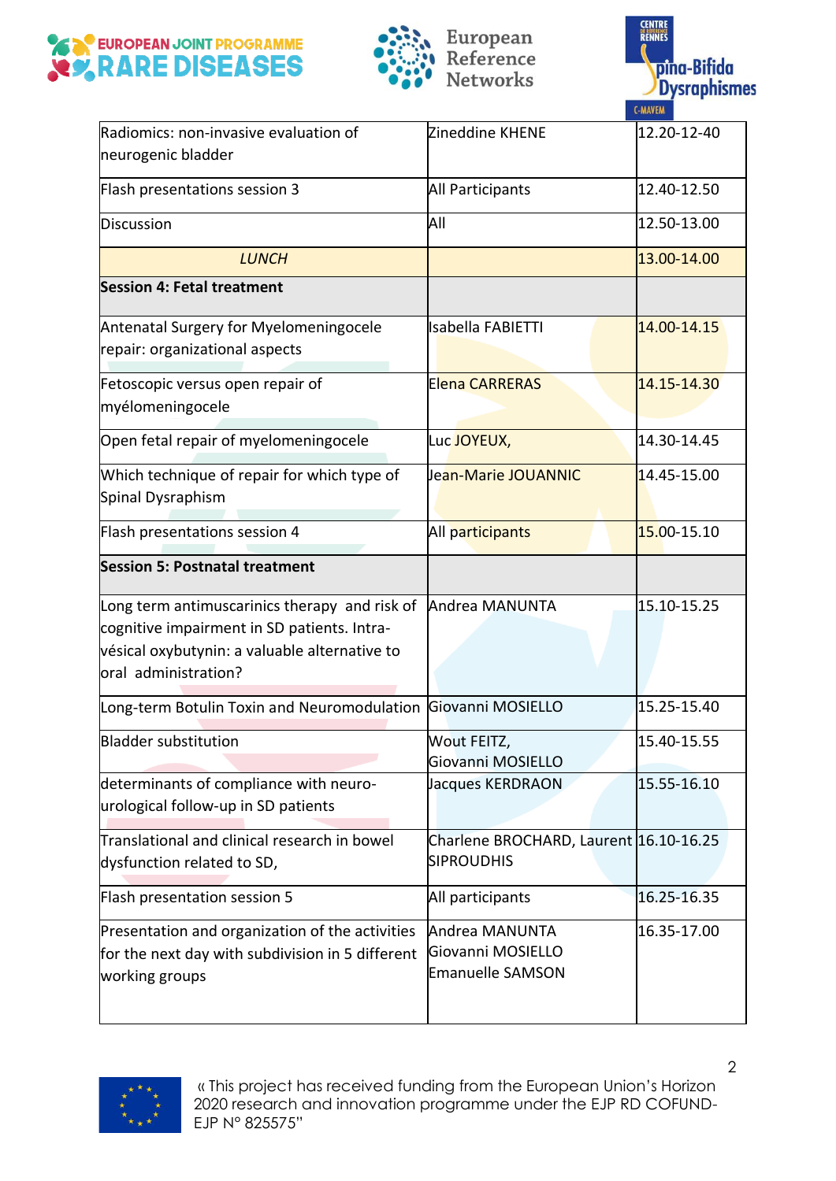| Radiomics: non-invasive evaluation of neurogenic bladder | Zineddine KHENE | 12.20-12-40 |
|---|---|---|
| Flash presentations session 3 | All Participants | 12.40-12.50 |
| Discussion | All | 12.50-13.00 |
| *LUNCH* | | 13.00-14.00 |
| **Session 4: Fetal treatment** | | |
| Antenatal Surgery for Myelomeningocele repair: organizational aspects | Isabella FABIETTI | 14.00-14.15 |
| Fetoscopic versus open repair of myélomeningocele | Elena CARRERAS | 14.15-14.30 |
| Open fetal repair of myelomeningocele | Luc JOYEUX, | 14.30-14.45 |
| Which technique of repair for which type of Spinal Dysraphism | Jean-Marie JOUANNIC | 14.45-15.00 |
| Flash presentations session 4 | All participants | 15.00-15.10 |
| **Session 5: Postnatal treatment** | | |
| Long term antimuscarinics therapy and risk of cognitive impairment in SD patients. Intra-vésical oxybutynin: a valuable alternative to oral administration? | Andrea MANUNTA | 15.10-15.25 |
| Long-term Botulin Toxin and Neuromodulation | Giovanni MOSIELLO | 15.25-15.40 |
| Bladder substitution | Wout FEITZ, Giovanni MOSIELLO | 15.40-15.55 |
| determinants of compliance with neuro-urological follow-up in SD patients | Jacques KERDRAON | 15.55-16.10 |
| Translational and clinical research in bowel dysfunction related to SD, | Charlene BROCHARD, Laurent SIPROUDHIS | 16.10-16.25 |
| Flash presentation session 5 | All participants | 16.25-16.35 |
| Presentation and organization of the activities for the next day with subdivision in 5 different working groups | Andrea MANUNTA Giovanni MOSIELLO Emanuelle SAMSON | 16.35-17.00 |

« This project has received funding from the European Union's Horizon 2020 research and innovation programme under the EJP RD COFUND-EJP N° 825575"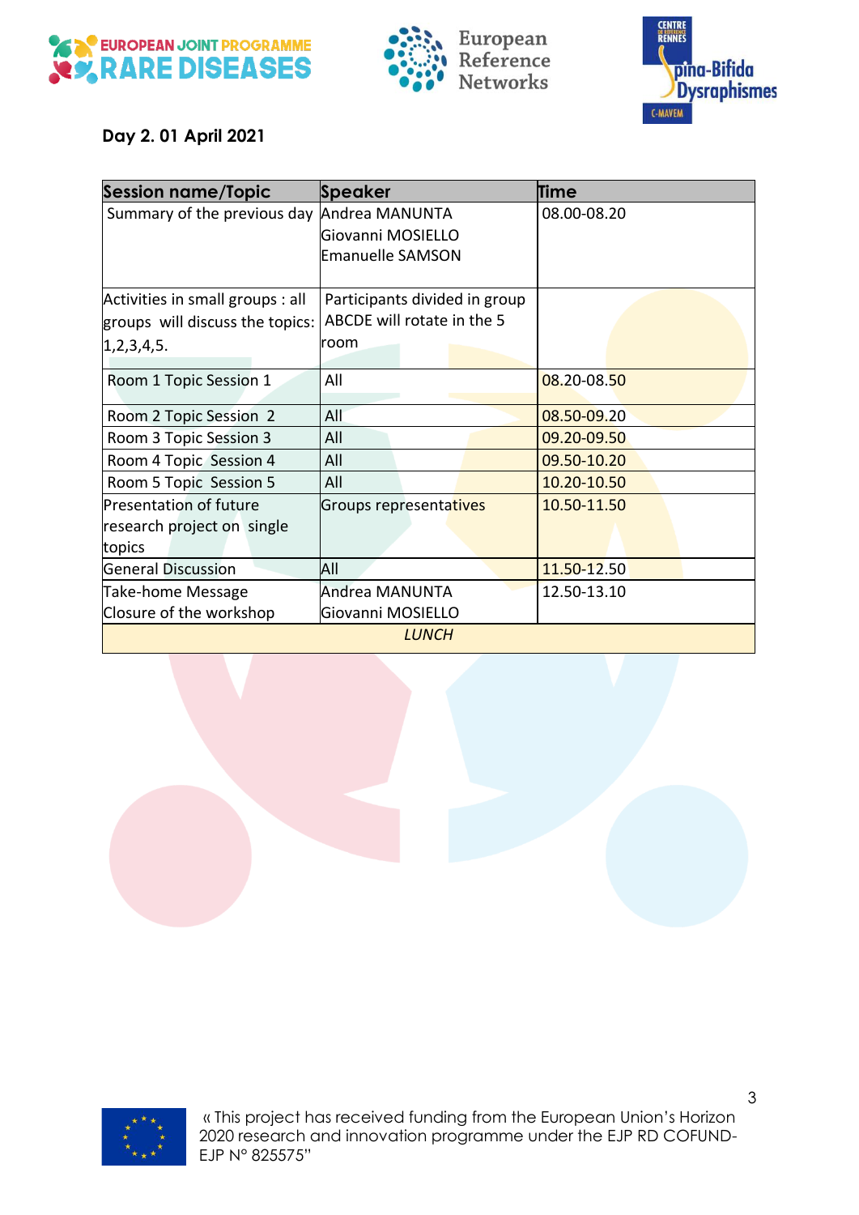**Day 2. 01 April 2021**

| Session name/Topic | Speaker | Time |
| --- | --- | --- |
| Summary of the previous day | Andrea MANUNTA<br>Giovanni MOSIELLO<br>Emanuelle SAMSON | 08.00-08.20 |
| Activities in small groups : all groups will discuss the topics: 1,2,3,4,5. | Participants divided in group ABCDE will rotate in the 5 room | |
| Room 1 Topic Session 1 | All | 08.20-08.50 |
| Room 2 Topic Session 2 | All | 08.50-09.20 |
| Room 3 Topic Session 3 | All | 09.20-09.50 |
| Room 4 Topic Session 4 | All | 09.50-10.20 |
| Room 5 Topic Session 5 | All | 10.20-10.50 |
| Presentation of future research project on single topics | Groups representatives | 10.50-11.50 |
| General Discussion | All | 11.50-12.50 |
| Take-home Message<br>Closure of the workshop | Andrea MANUNTA<br>Giovanni MOSIELLO | 12.50-13.10 |
| *LUNCH* | | |

« This project has received funding from the European Union's Horizon 2020 research and innovation programme under the EJP RD COFUND-EJP N° 825575"